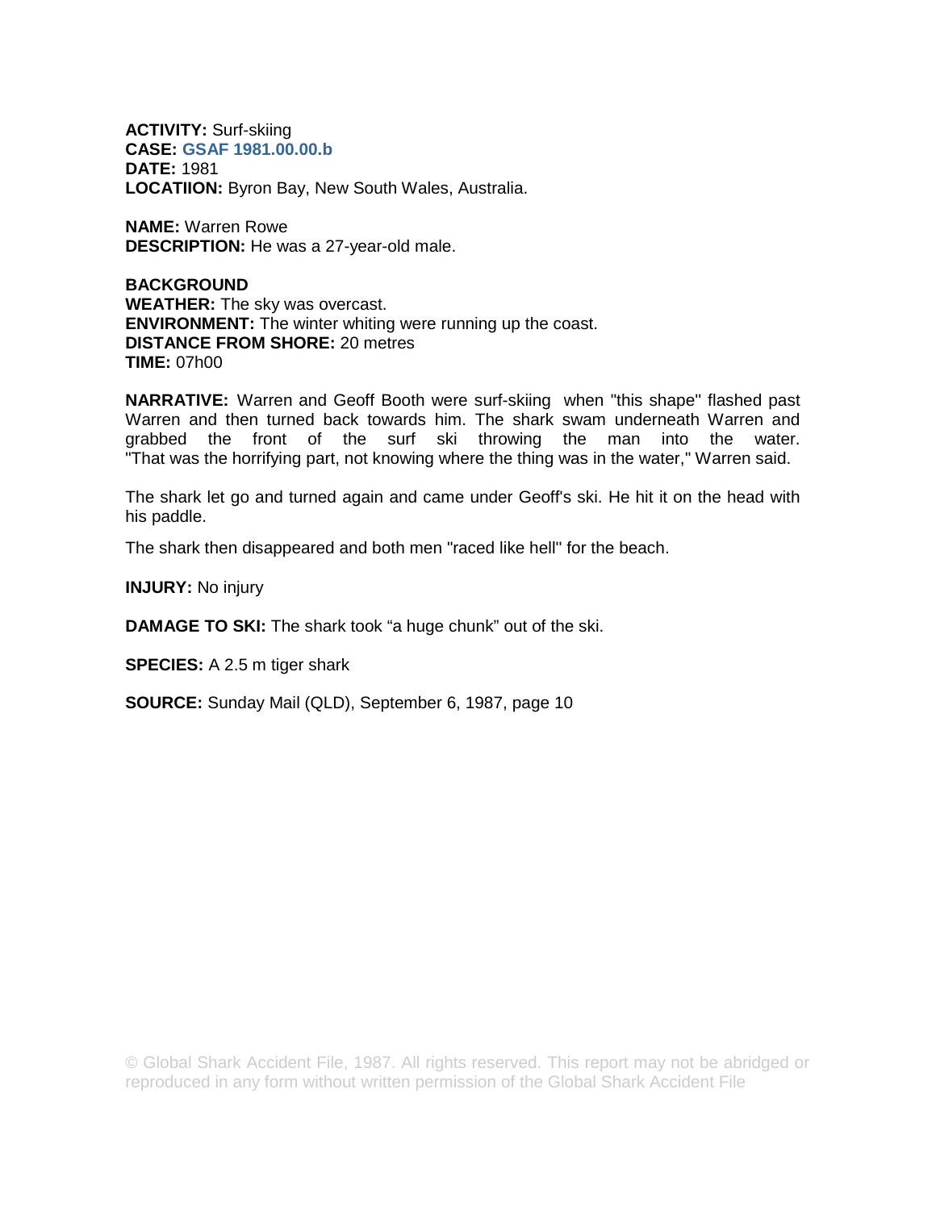**ACTIVITY:** Surf-skiing
**CASE:** **GSAF 1981.00.00.b**
**DATE:** 1981
**LOCATIION:** Byron Bay, New South Wales, Australia.

**NAME:** Warren Rowe
**DESCRIPTION:** He was a 27-year-old male.

**BACKGROUND**
**WEATHER:** The sky was overcast.
**ENVIRONMENT:** The winter whiting were running up the coast.
**DISTANCE FROM SHORE:** 20 metres
**TIME:** 07h00

**NARRATIVE:** Warren and Geoff Booth were surf-skiing when "this shape" flashed past Warren and then turned back towards him. The shark swam underneath Warren and grabbed the front of the surf ski throwing the man into the water. "That was the horrifying part, not knowing where the thing was in the water," Warren said.

The shark let go and turned again and came under Geoff's ski. He hit it on the head with his paddle.

The shark then disappeared and both men "raced like hell" for the beach.

**INJURY:** No injury

**DAMAGE TO SKI:** The shark took "a huge chunk" out of the ski.

**SPECIES:** A 2.5 m tiger shark

**SOURCE:** Sunday Mail (QLD), September 6, 1987, page 10

© Global Shark Accident File, 1987. All rights reserved. This report may not be abridged or reproduced in any form without written permission of the Global Shark Accident File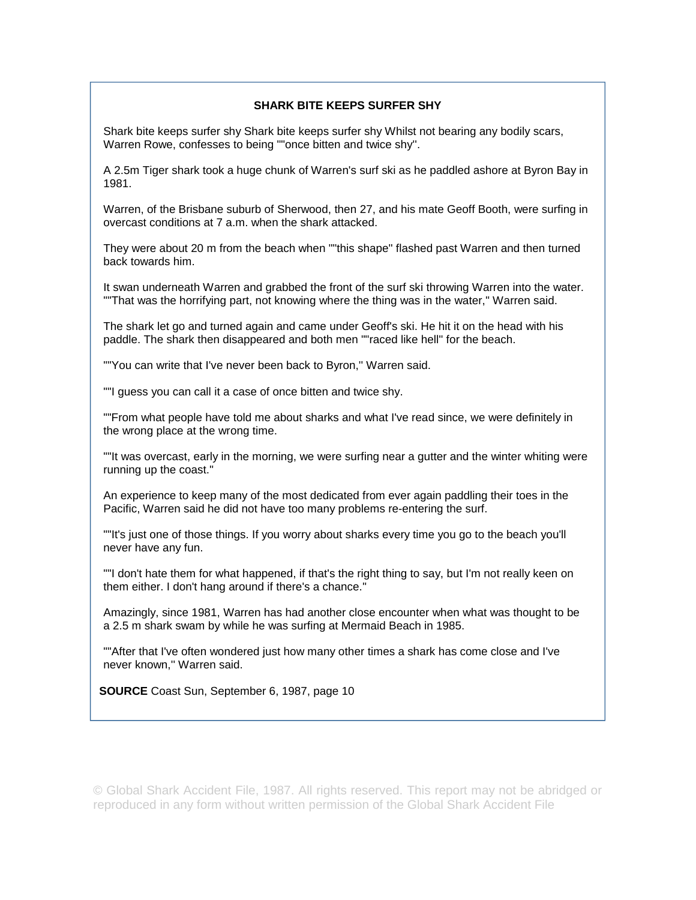**SHARK BITE KEEPS SURFER SHY**

Shark bite keeps surfer shy Shark bite keeps surfer shy Whilst not bearing any bodily scars, Warren Rowe, confesses to being ""once bitten and twice shy''.

A 2.5m Tiger shark took a huge chunk of Warren's surf ski as he paddled ashore at Byron Bay in 1981.

Warren, of the Brisbane suburb of Sherwood, then 27, and his mate Geoff Booth, were surfing in overcast conditions at 7 a.m. when the shark attacked.

They were about 20 m from the beach when ""this shape'' flashed past Warren and then turned back towards him.

It swan underneath Warren and grabbed the front of the surf ski throwing Warren into the water. ""That was the horrifying part, not knowing where the thing was in the water,'' Warren said.

The shark let go and turned again and came under Geoff's ski. He hit it on the head with his paddle. The shark then disappeared and both men ""raced like hell'' for the beach.

""You can write that I've never been back to Byron,'' Warren said.

""I guess you can call it a case of once bitten and twice shy.

""From what people have told me about sharks and what I've read since, we were definitely in the wrong place at the wrong time.

""It was overcast, early in the morning, we were surfing near a gutter and the winter whiting were running up the coast.''

An experience to keep many of the most dedicated from ever again paddling their toes in the Pacific, Warren said he did not have too many problems re-entering the surf.

""It's just one of those things. If you worry about sharks every time you go to the beach you'll never have any fun.

""I don't hate them for what happened, if that's the right thing to say, but I'm not really keen on them either. I don't hang around if there's a chance.''

Amazingly, since 1981, Warren has had another close encounter when what was thought to be a 2.5 m shark swam by while he was surfing at Mermaid Beach in 1985.

""After that I've often wondered just how many other times a shark has come close and I've never known,'' Warren said.

**SOURCE** Coast Sun, September 6, 1987, page 10

© Global Shark Accident File, 1987. All rights reserved. This report may not be abridged or reproduced in any form without written permission of the Global Shark Accident File